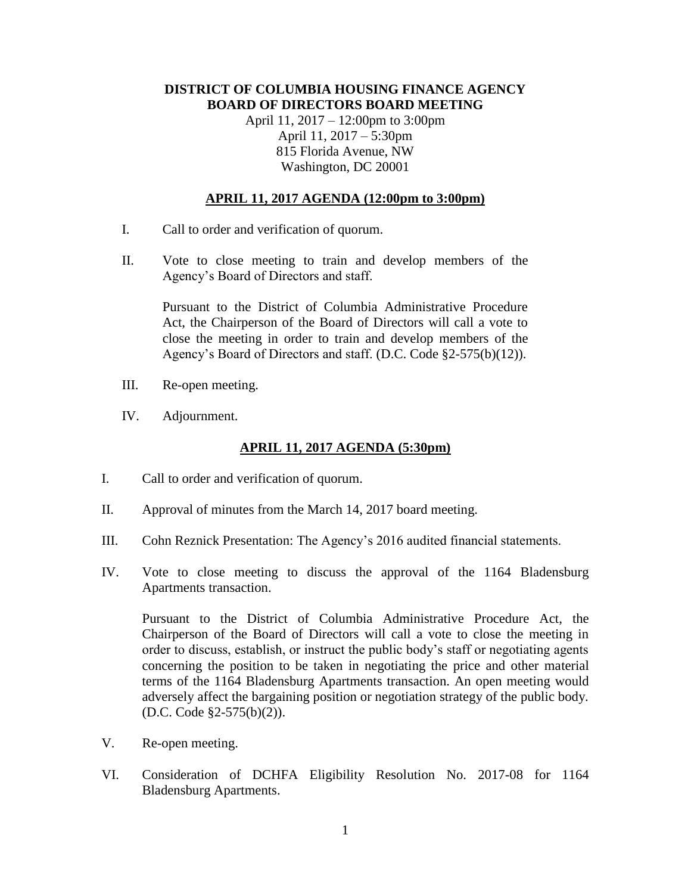**DISTRICT OF COLUMBIA HOUSING FINANCE AGENCY**
**BOARD OF DIRECTORS BOARD MEETING**

April 11, 2017 – 12:00pm to 3:00pm
April 11, 2017 – 5:30pm
815 Florida Avenue, NW
Washington, DC 20001

**APRIL 11, 2017 AGENDA (12:00pm to 3:00pm)**

I. Call to order and verification of quorum.

II. Vote to close meeting to train and develop members of the Agency's Board of Directors and staff.

Pursuant to the District of Columbia Administrative Procedure Act, the Chairperson of the Board of Directors will call a vote to close the meeting in order to train and develop members of the Agency's Board of Directors and staff. (D.C. Code §2-575(b)(12)).

III. Re-open meeting.

IV. Adjournment.

**APRIL 11, 2017 AGENDA (5:30pm)**

I. Call to order and verification of quorum.

II. Approval of minutes from the March 14, 2017 board meeting.

III. Cohn Reznick Presentation: The Agency's 2016 audited financial statements.

IV. Vote to close meeting to discuss the approval of the 1164 Bladensburg Apartments transaction.

Pursuant to the District of Columbia Administrative Procedure Act, the Chairperson of the Board of Directors will call a vote to close the meeting in order to discuss, establish, or instruct the public body's staff or negotiating agents concerning the position to be taken in negotiating the price and other material terms of the 1164 Bladensburg Apartments transaction. An open meeting would adversely affect the bargaining position or negotiation strategy of the public body. (D.C. Code §2-575(b)(2)).

V. Re-open meeting.

VI. Consideration of DCHFA Eligibility Resolution No. 2017-08 for 1164 Bladensburg Apartments.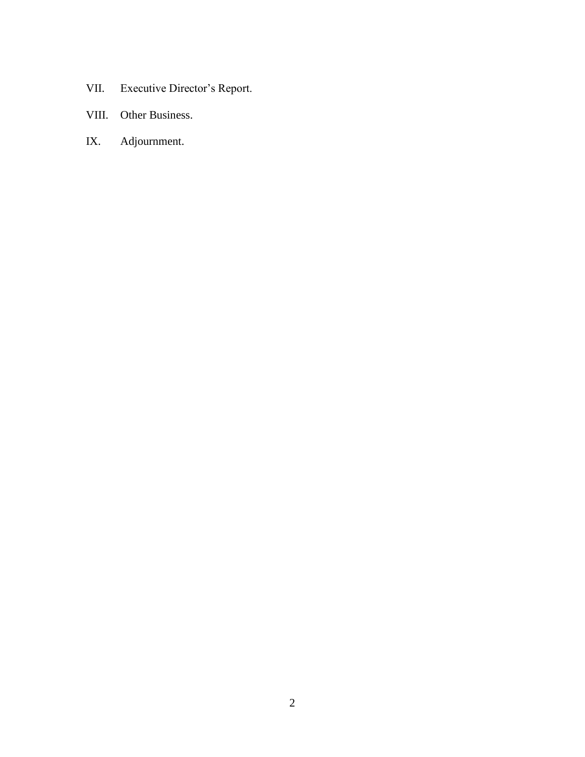VII. Executive Director's Report.

VIII. Other Business.

IX. Adjournment.